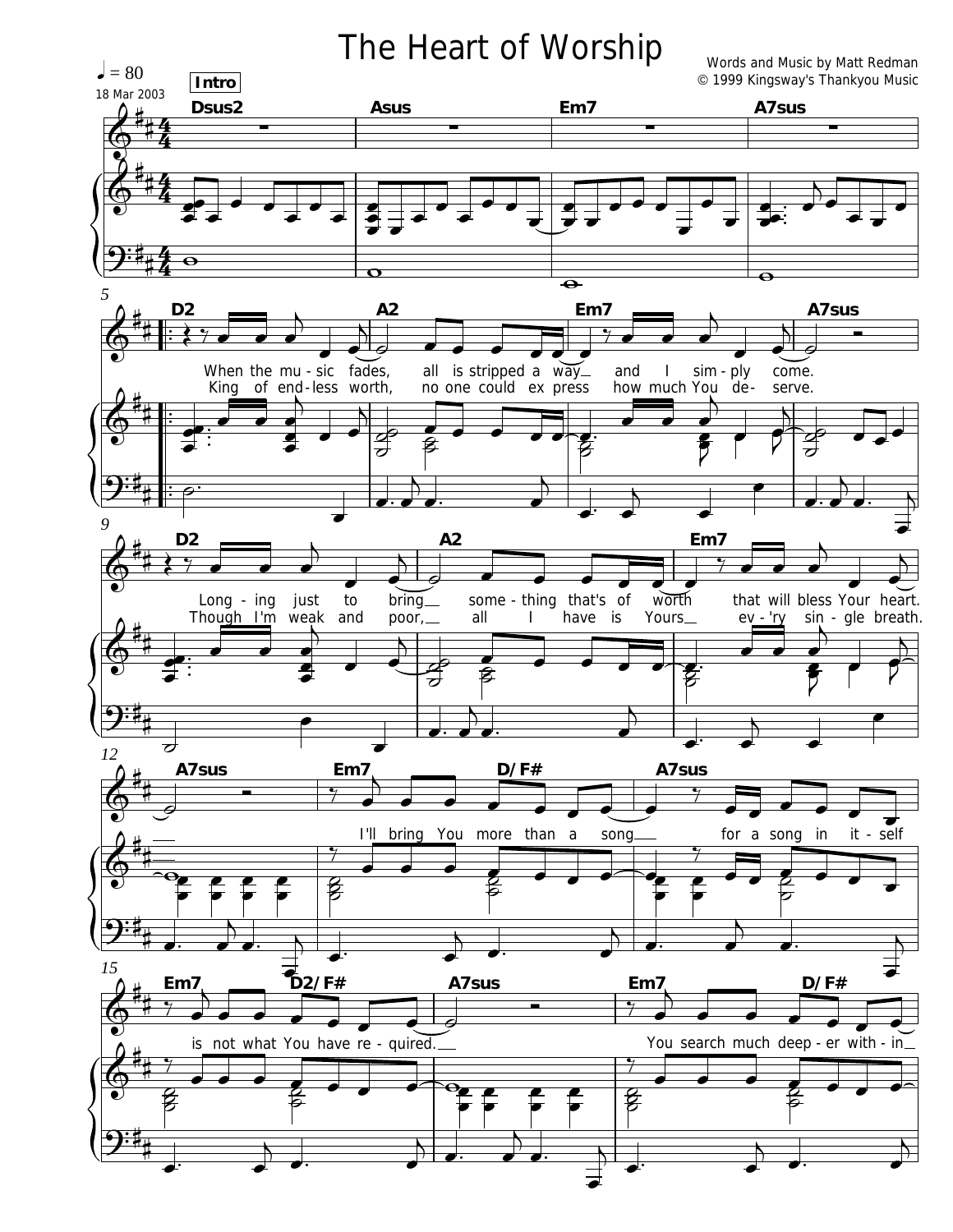# The Heart of Worship

Words and Music by Matt Redman
© 1999 Kingsway's Thankyou Music

♩ = 80

18 Mar 2003

**Intro**

Dsus2 | Asus | Em7 | A7sus

D2 | A2 | Em7 | A7sus

When the mu - sic fades, all is stripped a way and I sim - ply come.

King of end - less worth, no one could ex press how much You de - serve.

D2 | A2 | Em7

Long - ing just to bring some - thing that's of worth that will bless Your heart.

Though I'm weak and poor, all I have is Yours ev - 'ry sin - gle breath.

A7sus | Em7 | D/F# | A7sus

I'll bring You more than a song for a song in it - self

Em7 | D2/F# | A7sus | Em7 | D/F#

is not what You have re - quired. You search much deep - er with - in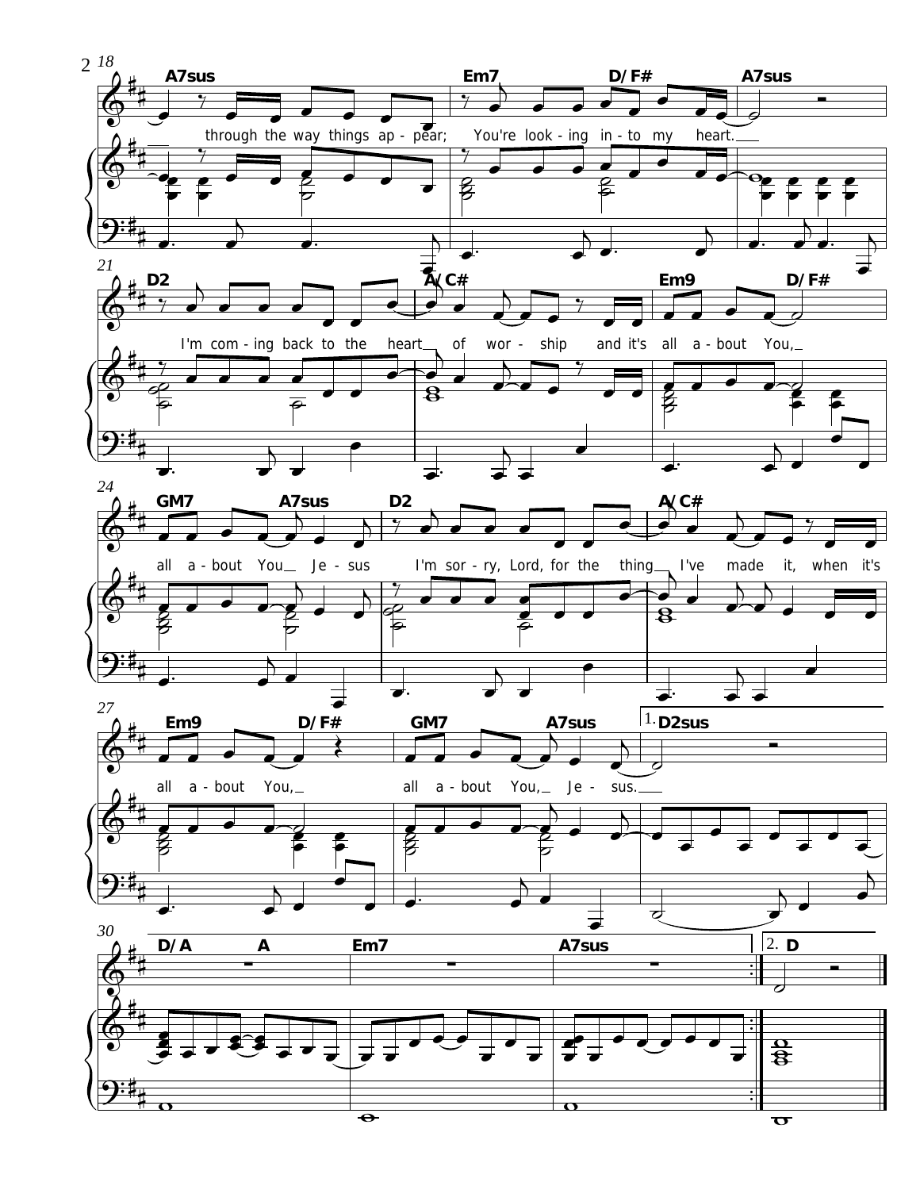18

A7sus Em7 D/F# A7sus

through the way things ap - pear; You're look - ing in - to my heart.

21

D2 A/C# Em9 D/F#

I'm com - ing back to the heart of wor - ship and it's all a - bout You,

24

GM7 A7sus D2 A/C#

all a - bout You Je - sus I'm sor - ry, Lord, for the thing I've made it, when it's

27

Em9 D/F# GM7 A7sus 1. D2sus

all a - bout You, all a - bout You, Je - sus.

30

D/A A Em7 A7sus 2. D